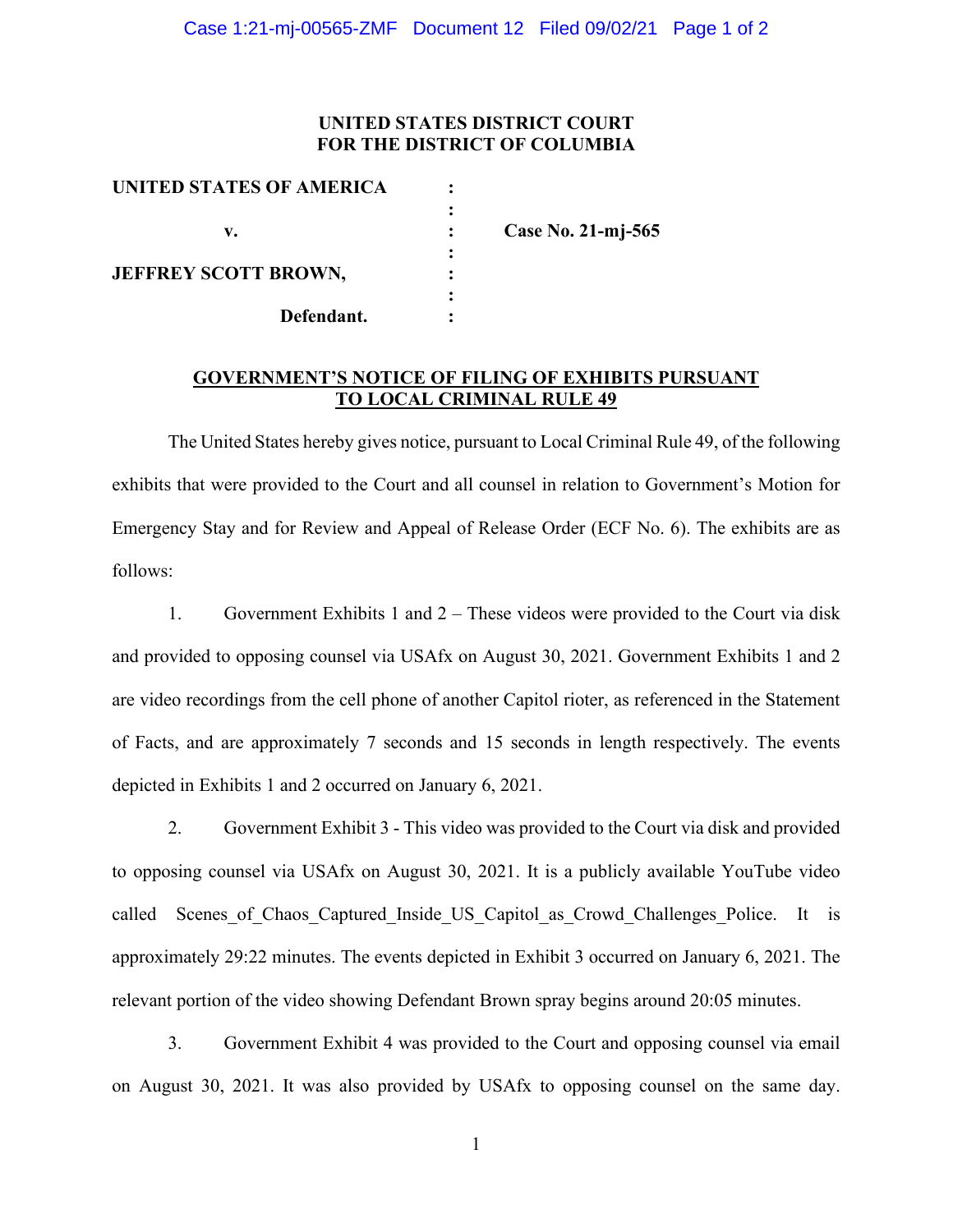**UNITED STATES DISTRICT COURT**
**FOR THE DISTRICT OF COLUMBIA**

| | | |
|---|---|---|
| **UNITED STATES OF AMERICA** | : | |
| | : | |
| **v.** | : | **Case No. 21-mj-565** |
| | : | |
| **JEFFREY SCOTT BROWN,** | : | |
| | : | |
| **Defendant.** | : | |

## GOVERNMENT'S NOTICE OF FILING OF EXHIBITS PURSUANT TO LOCAL CRIMINAL RULE 49

The United States hereby gives notice, pursuant to Local Criminal Rule 49, of the following exhibits that were provided to the Court and all counsel in relation to Government's Motion for Emergency Stay and for Review and Appeal of Release Order (ECF No. 6). The exhibits are as follows:

1. Government Exhibits 1 and 2 – These videos were provided to the Court via disk and provided to opposing counsel via USAfx on August 30, 2021. Government Exhibits 1 and 2 are video recordings from the cell phone of another Capitol rioter, as referenced in the Statement of Facts, and are approximately 7 seconds and 15 seconds in length respectively. The events depicted in Exhibits 1 and 2 occurred on January 6, 2021.

2. Government Exhibit 3 - This video was provided to the Court via disk and provided to opposing counsel via USAfx on August 30, 2021. It is a publicly available YouTube video called Scenes_of_Chaos_Captured_Inside_US_Capitol_as_Crowd_Challenges_Police. It is approximately 29:22 minutes. The events depicted in Exhibit 3 occurred on January 6, 2021. The relevant portion of the video showing Defendant Brown spray begins around 20:05 minutes.

3. Government Exhibit 4 was provided to the Court and opposing counsel via email on August 30, 2021. It was also provided by USAfx to opposing counsel on the same day.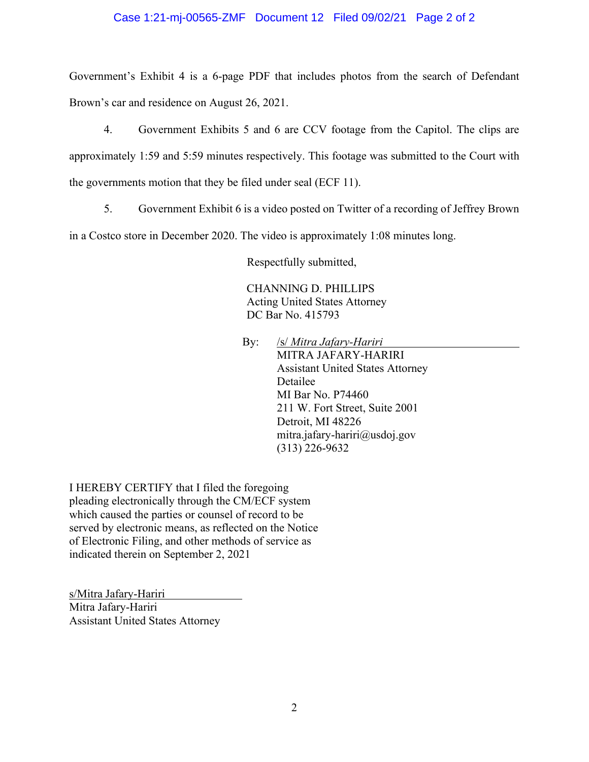Government's Exhibit 4 is a 6-page PDF that includes photos from the search of Defendant Brown's car and residence on August 26, 2021.

4. Government Exhibits 5 and 6 are CCV footage from the Capitol. The clips are approximately 1:59 and 5:59 minutes respectively. This footage was submitted to the Court with the governments motion that they be filed under seal (ECF 11).

5. Government Exhibit 6 is a video posted on Twitter of a recording of Jeffrey Brown in a Costco store in December 2020. The video is approximately 1:08 minutes long.

Respectfully submitted,

CHANNING D. PHILLIPS
Acting United States Attorney
DC Bar No. 415793

By: /s/ *Mitra Jafary-Hariri*
MITRA JAFARY-HARIRI
Assistant United States Attorney
Detailee
MI Bar No. P74460
211 W. Fort Street, Suite 2001
Detroit, MI 48226
mitra.jafary-hariri@usdoj.gov
(313) 226-9632

I HEREBY CERTIFY that I filed the foregoing pleading electronically through the CM/ECF system which caused the parties or counsel of record to be served by electronic means, as reflected on the Notice of Electronic Filing, and other methods of service as indicated therein on September 2, 2021

s/Mitra Jafary-Hariri
Mitra Jafary-Hariri
Assistant United States Attorney